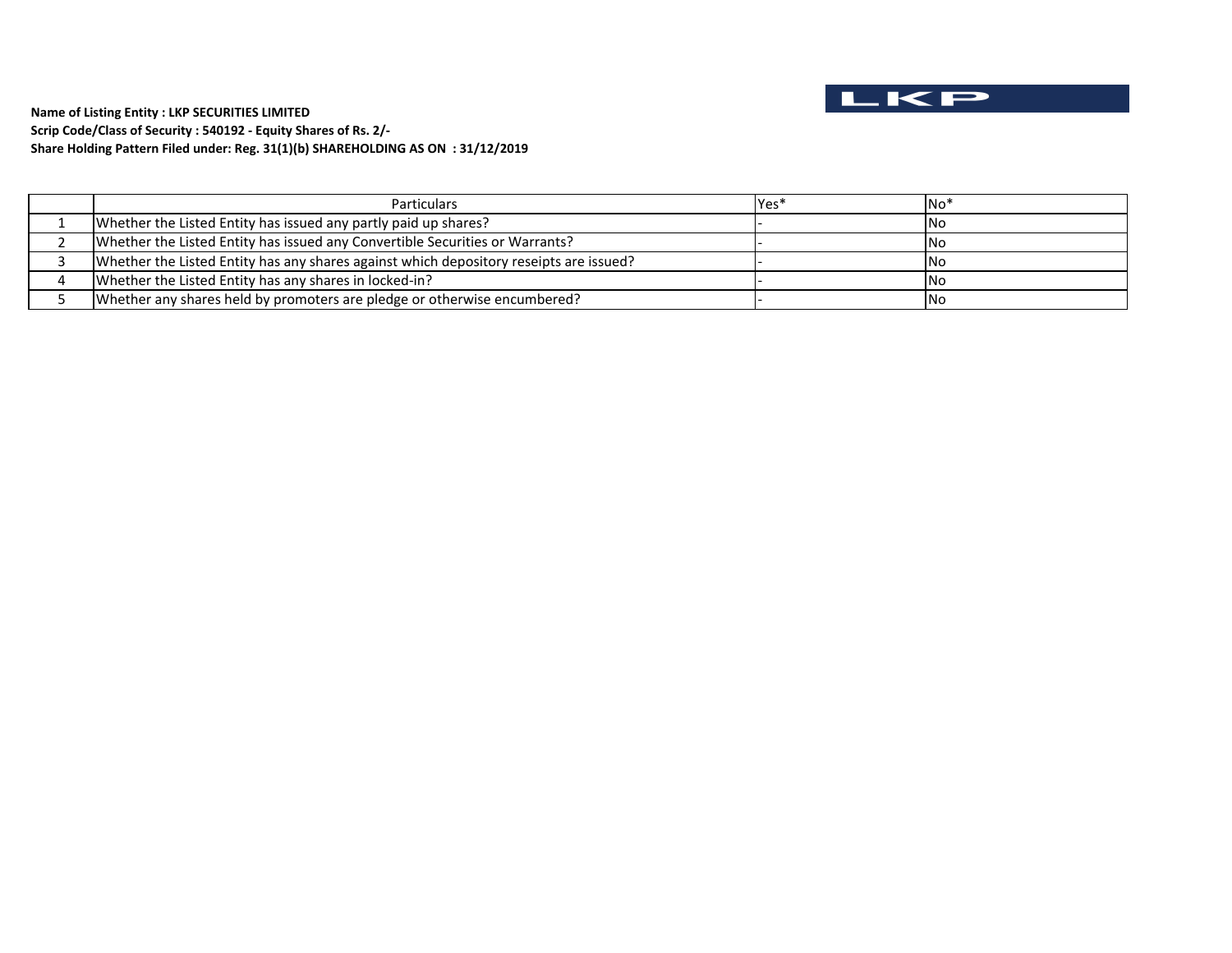**Name of Listing Entity : LKP SECURITIES LIMITED**

**Scrip Code/Class of Security : 540192 - Equity Shares of Rs. 2/-**

**Share Holding Pattern Filed under: Reg. 31(1)(b) SHAREHOLDING AS ON : 31/12/2019**

| | Particulars | Yes* | No* |
|---|---|---|---|
| 1 | Whether the Listed Entity has issued any partly paid up shares? | - | No |
| 2 | Whether the Listed Entity has issued any Convertible Securities or Warrants? | - | No |
| 3 | Whether the Listed Entity has any shares against which depository reseipts are issued? | - | No |
| 4 | Whether the Listed Entity has any shares in locked-in? | - | No |
| 5 | Whether any shares held by promoters are pledge or otherwise encumbered? | - | No |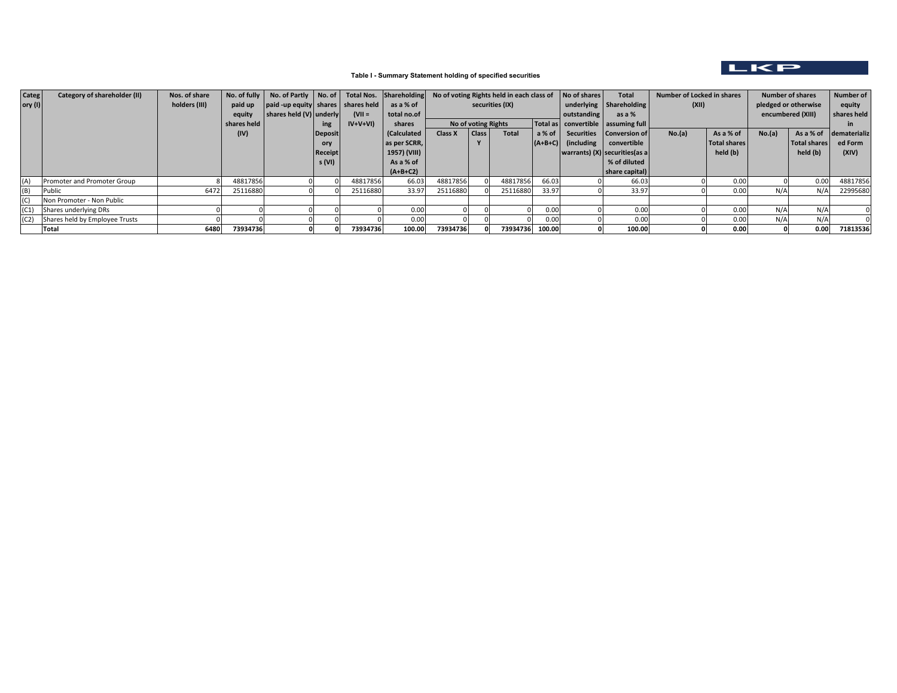**Table I - Summary Statement holding of specified securities**

| Category (I) | Category of shareholder (II) | Nos. of share holders (III) | No. of fully paid up equity shares held (IV) | No. of Partly paid -up equity shares held (V) | No. of shares underlying Depository Receipts (VI) | Total Nos. shares held (VII = IV+V+VI) | Shareholding as a % of total no.of shares (Calculated as per SCRR, 1957) (VIII) As a % of (A+B+C2) | No of voting Rights held in each class of securities (IX) | | | | No of shares underlying outstanding convertible Securities (including warrants) (X) | Total Shareholding as a % assuming full Conversion of convertible securities(as a % of diluted share capital) | Number of Locked in shares (XII) | | Number of shares pledged or otherwise encumbered (XIII) | | Number of equity shares held in dematerialized Form (XIV) |
|---|---|---|---|---|---|---|---|---|---|---|---|---|---|---|---|---|---|---|
| | | | | | | | | No of voting Rights | | | Total as a % of (A+B+C) | | | No.(a) | As a % of Total shares held (b) | No.(a) | As a % of Total shares held (b) | |
| | | | | | | | | Class X | Class Y | Total | | | | | | | | |
| (A) | Promoter and Promoter Group | 8 | 48817856 | 0 | 0 | 48817856 | 66.03 | 48817856 | 0 | 48817856 | 66.03 | 0 | 66.03 | 0 | 0.00 | 0 | 0.00 | 48817856 |
| (B) | Public | 6472 | 25116880 | 0 | 0 | 25116880 | 33.97 | 25116880 | 0 | 25116880 | 33.97 | 0 | 33.97 | 0 | 0.00 | N/A | N/A | 22995680 |
| (C) | Non Promoter - Non Public | | | | | | | | | | | | | | | | | |
| (C1) | Shares underlying DRs | 0 | 0 | 0 | 0 | 0 | 0.00 | 0 | 0 | 0 | 0.00 | 0 | 0.00 | 0 | 0.00 | N/A | N/A | 0 |
| (C2) | Shares held by Employee Trusts | 0 | 0 | 0 | 0 | 0 | 0.00 | 0 | 0 | 0 | 0.00 | 0 | 0.00 | 0 | 0.00 | N/A | N/A | 0 |
| | **Total** | **6480** | **73934736** | **0** | **0** | **73934736** | **100.00** | **73934736** | **0** | **73934736** | **100.00** | **0** | **100.00** | **0** | **0.00** | **0** | **0.00** | **71813536** |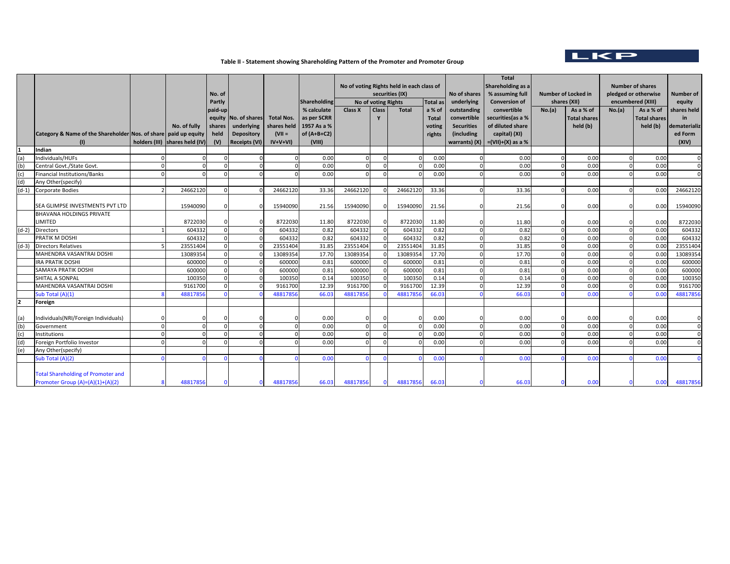LKP

### Table II - Statement showing Shareholding Pattern of the Promoter and Promoter Group

| | Category & Name of the Shareholder (I) | Nos. of share holders (III) | No. of fully paid up equity shares held (IV) | No. of Partly paid-up equity shares held (V) | No. of shares underlying Depository Receipts (VI) | Total Nos. shares held (VII = IV+V+VI) | Shareholding % calculate as per SCRR 1957 As a % of (A+B+C2) (VIII) | No of voting Rights held in each class of securities (IX) | | | | No of shares underlying outstanding convertible Securities (including warrants) (X) | Total Shareholding as a % assuming full Conversion of convertible securities(as a % of diluted share capital) (XI) =(VII)+(X) as a % | Number of Locked in shares (XII) | | Number of shares pledged or otherwise encumbered (XIII) | | Number of equity shares held in dematerialized Form (XIV) |
|---|---|---|---|---|---|---|---|---|---|---|---|---|---|---|---|---|---|---|
| | | | | | | | | No of voting Rights | | | Total as a % of Total voting rights | | | No.(a) | As a % of Total shares held (b) | No.(a) | As a % of Total shares held (b) | |
| | | | | | | | | Class X | Class Y | Total | | | | | | | | |
| 1 | Indian | | | | | | | | | | | | | | | | | |
| (a) | Individuals/HUFs | 0 | 0 | 0 | 0 | 0 | 0.00 | 0 | 0 | 0 | 0.00 | 0 | 0.00 | 0 | 0.00 | 0 | 0.00 | 0 |
| (b) | Central Govt./State Govt. | 0 | 0 | 0 | 0 | 0 | 0.00 | 0 | 0 | 0 | 0.00 | 0 | 0.00 | 0 | 0.00 | 0 | 0.00 | 0 |
| (c) | Financial Institutions/Banks | 0 | 0 | 0 | 0 | 0 | 0.00 | 0 | 0 | 0 | 0.00 | 0 | 0.00 | 0 | 0.00 | 0 | 0.00 | 0 |
| (d) | Any Other(specify) | | | | | | | | | | | | | | | | | |
| (d-1) | Corporate Bodies | 2 | 24662120 | 0 | 0 | 24662120 | 33.36 | 24662120 | 0 | 24662120 | 33.36 | 0 | 33.36 | 0 | 0.00 | 0 | 0.00 | 24662120 |
| | SEA GLIMPSE INVESTMENTS PVT LTD | | 15940090 | 0 | 0 | 15940090 | 21.56 | 15940090 | 0 | 15940090 | 21.56 | 0 | 21.56 | 0 | 0.00 | 0 | 0.00 | 15940090 |
| | BHAVANA HOLDINGS PRIVATE LIMITED | | 8722030 | 0 | 0 | 8722030 | 11.80 | 8722030 | 0 | 8722030 | 11.80 | 0 | 11.80 | 0 | 0.00 | 0 | 0.00 | 8722030 |
| (d-2) | Directors | 1 | 604332 | 0 | 0 | 604332 | 0.82 | 604332 | 0 | 604332 | 0.82 | 0 | 0.82 | 0 | 0.00 | 0 | 0.00 | 604332 |
| | PRATIK M DOSHI | | 604332 | 0 | 0 | 604332 | 0.82 | 604332 | 0 | 604332 | 0.82 | 0 | 0.82 | 0 | 0.00 | 0 | 0.00 | 604332 |
| (d-3) | Directors Relatives | 5 | 23551404 | 0 | 0 | 23551404 | 31.85 | 23551404 | 0 | 23551404 | 31.85 | 0 | 31.85 | 0 | 0.00 | 0 | 0.00 | 23551404 |
| | MAHENDRA VASANTRAI DOSHI | | 13089354 | 0 | 0 | 13089354 | 17.70 | 13089354 | 0 | 13089354 | 17.70 | 0 | 17.70 | 0 | 0.00 | 0 | 0.00 | 13089354 |
| | IRA PRATIK DOSHI | | 600000 | 0 | 0 | 600000 | 0.81 | 600000 | 0 | 600000 | 0.81 | 0 | 0.81 | 0 | 0.00 | 0 | 0.00 | 600000 |
| | SAMAYA PRATIK DOSHI | | 600000 | 0 | 0 | 600000 | 0.81 | 600000 | 0 | 600000 | 0.81 | 0 | 0.81 | 0 | 0.00 | 0 | 0.00 | 600000 |
| | SHITAL A SONPAL | | 100350 | 0 | 0 | 100350 | 0.14 | 100350 | 0 | 100350 | 0.14 | 0 | 0.14 | 0 | 0.00 | 0 | 0.00 | 100350 |
| | MAHENDRA VASANTRAI DOSHI | | 9161700 | 0 | 0 | 9161700 | 12.39 | 9161700 | 0 | 9161700 | 12.39 | 0 | 12.39 | 0 | 0.00 | 0 | 0.00 | 9161700 |
| | Sub Total (A)(1) | 8 | 48817856 | 0 | 0 | 48817856 | 66.03 | 48817856 | 0 | 48817856 | 66.03 | 0 | 66.03 | 0 | 0.00 | 0 | 0.00 | 48817856 |
| 2 | Foreign | | | | | | | | | | | | | | | | | |
| (a) | Individuals(NRI/Foreign Individuals) | 0 | 0 | 0 | 0 | 0 | 0.00 | 0 | 0 | 0 | 0.00 | 0 | 0.00 | 0 | 0.00 | 0 | 0.00 | 0 |
| (b) | Government | 0 | 0 | 0 | 0 | 0 | 0.00 | 0 | 0 | 0 | 0.00 | 0 | 0.00 | 0 | 0.00 | 0 | 0.00 | 0 |
| (c) | Institutions | 0 | 0 | 0 | 0 | 0 | 0.00 | 0 | 0 | 0 | 0.00 | 0 | 0.00 | 0 | 0.00 | 0 | 0.00 | 0 |
| (d) | Foreign Portfolio Investor | 0 | 0 | 0 | 0 | 0 | 0.00 | 0 | 0 | 0 | 0.00 | 0 | 0.00 | 0 | 0.00 | 0 | 0.00 | 0 |
| (e) | Any Other(specify) | | | | | | | | | | | | | | | | | |
| | Sub Total (A)(2) | 0 | 0 | 0 | 0 | 0 | 0.00 | 0 | 0 | 0 | 0.00 | 0 | 0.00 | 0 | 0.00 | 0 | 0.00 | 0 |
| | Total Shareholding of Promoter and Promoter Group (A)=(A)(1)+(A)(2) | 8 | 48817856 | 0 | 0 | 48817856 | 66.03 | 48817856 | 0 | 48817856 | 66.03 | 0 | 66.03 | 0 | 0.00 | 0 | 0.00 | 48817856 |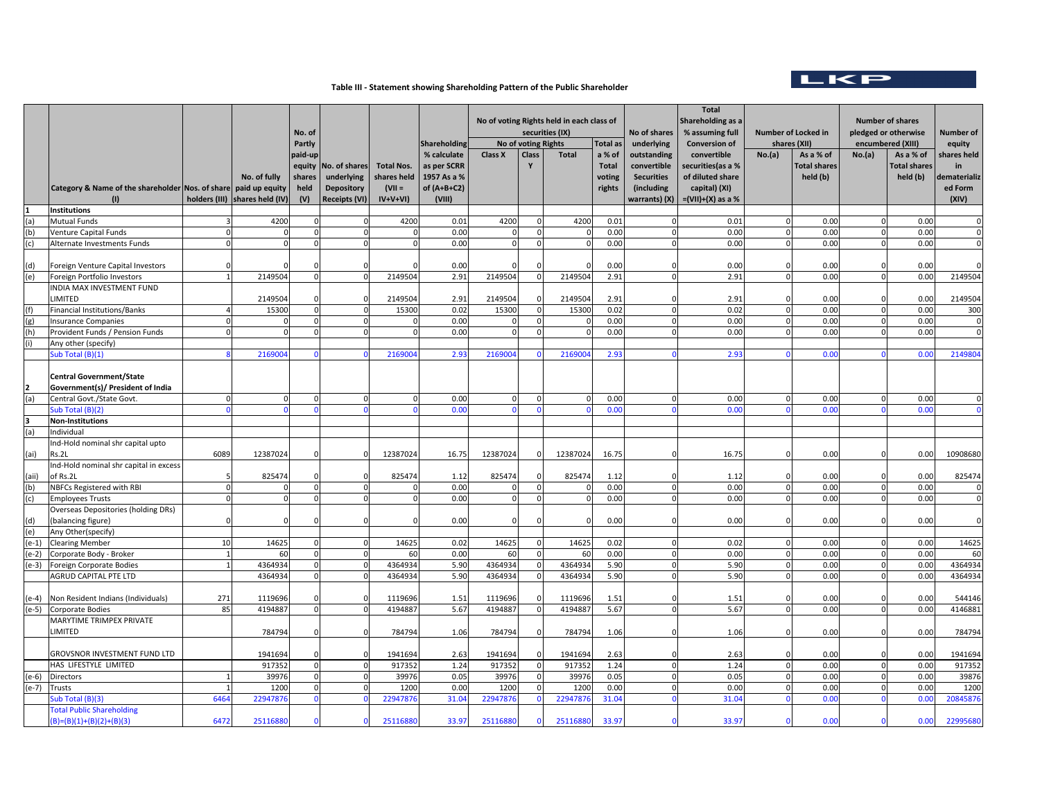LKP

## Table III - Statement showing Shareholding Pattern of the Public Shareholder

| | Category & Name of the shareholder (I) | Nos. of share holders (III) | No. of fully paid up equity shares held (IV) | No. of Partly paid-up equity shares held (V) | No. of shares underlying Depository Receipts (VI) | Total Nos. shares held (VII = IV+V+VI) | Shareholding % calculate as per SCRR 1957 As a % of (A+B+C2) (VIII) | No of voting Rights held in each class of securities (IX) | | | | No of shares underlying outstanding convertible Securities (including warrants) (X) | Total Shareholding as a % assuming full Conversion of convertible securities(as a % of diluted share capital) (XI) =(VII)+(X) as a % | Number of Locked in shares (XII) | | Number of shares pledged or otherwise encumbered (XIII) | | Number of equity shares held in dematerialized Form (XIV) |
|---|---|---|---|---|---|---|---|---|---|---|---|---|---|---|---|---|---|---|
| | | | | | | | | No of voting Rights | | | Total as a % of Total voting rights | | | No.(a) | As a % of Total shares held (b) | No.(a) | As a % of Total shares held (b) | |
| | | | | | | | | Class X | Class Y | Total | | | | | | | | |
| 1 | **Institutions** | | | | | | | | | | | | | | | | | |
| (a) | Mutual Funds | 3 | 4200 | 0 | 0 | 4200 | 0.01 | 4200 | 0 | 4200 | 0.01 | 0 | 0.01 | 0 | 0.00 | 0 | 0.00 | 0 |
| (b) | Venture Capital Funds | 0 | 0 | 0 | 0 | 0 | 0.00 | 0 | 0 | 0 | 0.00 | 0 | 0.00 | 0 | 0.00 | 0 | 0.00 | 0 |
| (c) | Alternate Investments Funds | 0 | 0 | 0 | 0 | 0 | 0.00 | 0 | 0 | 0 | 0.00 | 0 | 0.00 | 0 | 0.00 | 0 | 0.00 | 0 |
| (d) | Foreign Venture Capital Investors | 0 | 0 | 0 | 0 | 0 | 0.00 | 0 | 0 | 0 | 0.00 | 0 | 0.00 | 0 | 0.00 | 0 | 0.00 | 0 |
| (e) | Foreign Portfolio Investors | 1 | 2149504 | 0 | 0 | 2149504 | 2.91 | 2149504 | 0 | 2149504 | 2.91 | 0 | 2.91 | 0 | 0.00 | 0 | 0.00 | 2149504 |
| | INDIA MAX INVESTMENT FUND LIMITED | | 2149504 | 0 | 0 | 2149504 | 2.91 | 2149504 | 0 | 2149504 | 2.91 | 0 | 2.91 | 0 | 0.00 | 0 | 0.00 | 2149504 |
| (f) | Financial Institutions/Banks | 4 | 15300 | 0 | 0 | 15300 | 0.02 | 15300 | 0 | 15300 | 0.02 | 0 | 0.02 | 0 | 0.00 | 0 | 0.00 | 300 |
| (g) | Insurance Companies | 0 | 0 | 0 | 0 | 0 | 0.00 | 0 | 0 | 0 | 0.00 | 0 | 0.00 | 0 | 0.00 | 0 | 0.00 | 0 |
| (h) | Provident Funds / Pension Funds | 0 | 0 | 0 | 0 | 0 | 0.00 | 0 | 0 | 0 | 0.00 | 0 | 0.00 | 0 | 0.00 | 0 | 0.00 | 0 |
| (i) | Any other (specify) | | | | | | | | | | | | | | | | | |
| | Sub Total (B)(1) | 8 | 2169004 | 0 | 0 | 2169004 | 2.93 | 2169004 | 0 | 2169004 | 2.93 | 0 | 2.93 | 0 | 0.00 | 0 | 0.00 | 2149804 |
| 2 | **Central Government/State Government(s)/ President of India** | | | | | | | | | | | | | | | | | |
| (a) | Central Govt./State Govt. | 0 | 0 | 0 | 0 | 0 | 0.00 | 0 | 0 | 0 | 0.00 | 0 | 0.00 | 0 | 0.00 | 0 | 0.00 | 0 |
| | Sub Total (B)(2) | 0 | 0 | 0 | 0 | 0 | 0.00 | 0 | 0 | 0 | 0.00 | 0 | 0.00 | 0 | 0.00 | 0 | 0.00 | 0 |
| 3 | **Non-Institutions** | | | | | | | | | | | | | | | | | |
| (a) | Individual | | | | | | | | | | | | | | | | | |
| (ai) | Ind-Hold nominal shr capital upto Rs.2L | 6089 | 12387024 | 0 | 0 | 12387024 | 16.75 | 12387024 | 0 | 12387024 | 16.75 | 0 | 16.75 | 0 | 0.00 | 0 | 0.00 | 10908680 |
| (aii) | Ind-Hold nominal shr capital in excess of Rs.2L | 5 | 825474 | 0 | 0 | 825474 | 1.12 | 825474 | 0 | 825474 | 1.12 | 0 | 1.12 | 0 | 0.00 | 0 | 0.00 | 825474 |
| (b) | NBFCs Registered with RBI | 0 | 0 | 0 | 0 | 0 | 0.00 | 0 | 0 | 0 | 0.00 | 0 | 0.00 | 0 | 0.00 | 0 | 0.00 | 0 |
| (c) | Employees Trusts | 0 | 0 | 0 | 0 | 0 | 0.00 | 0 | 0 | 0 | 0.00 | 0 | 0.00 | 0 | 0.00 | 0 | 0.00 | 0 |
| (d) | Overseas Depositories (holding DRs) (balancing figure) | 0 | 0 | 0 | 0 | 0 | 0.00 | 0 | 0 | 0 | 0.00 | 0 | 0.00 | 0 | 0.00 | 0 | 0.00 | 0 |
| (e) | Any Other(specify) | | | | | | | | | | | | | | | | | |
| (e-1) | Clearing Member | 10 | 14625 | 0 | 0 | 14625 | 0.02 | 14625 | 0 | 14625 | 0.02 | 0 | 0.02 | 0 | 0.00 | 0 | 0.00 | 14625 |
| (e-2) | Corporate Body - Broker | 1 | 60 | 0 | 0 | 60 | 0.00 | 60 | 0 | 60 | 0.00 | 0 | 0.00 | 0 | 0.00 | 0 | 0.00 | 60 |
| (e-3) | Foreign Corporate Bodies | 1 | 4364934 | 0 | 0 | 4364934 | 5.90 | 4364934 | 0 | 4364934 | 5.90 | 0 | 5.90 | 0 | 0.00 | 0 | 0.00 | 4364934 |
| | AGRUD CAPITAL PTE LTD | | 4364934 | 0 | 0 | 4364934 | 5.90 | 4364934 | 0 | 4364934 | 5.90 | 0 | 5.90 | 0 | 0.00 | 0 | 0.00 | 4364934 |
| (e-4) | Non Resident Indians (Individuals) | 271 | 1119696 | 0 | 0 | 1119696 | 1.51 | 1119696 | 0 | 1119696 | 1.51 | 0 | 1.51 | 0 | 0.00 | 0 | 0.00 | 544146 |
| (e-5) | Corporate Bodies | 85 | 4194887 | 0 | 0 | 4194887 | 5.67 | 4194887 | 0 | 4194887 | 5.67 | 0 | 5.67 | 0 | 0.00 | 0 | 0.00 | 4146881 |
| | MARYTIME TRIMPEX PRIVATE LIMITED | | 784794 | 0 | 0 | 784794 | 1.06 | 784794 | 0 | 784794 | 1.06 | 0 | 1.06 | 0 | 0.00 | 0 | 0.00 | 784794 |
| | GROVSNOR INVESTMENT FUND LTD | | 1941694 | 0 | 0 | 1941694 | 2.63 | 1941694 | 0 | 1941694 | 2.63 | 0 | 2.63 | 0 | 0.00 | 0 | 0.00 | 1941694 |
| | HAS LIFESTYLE LIMITED | | 917352 | 0 | 0 | 917352 | 1.24 | 917352 | 0 | 917352 | 1.24 | 0 | 1.24 | 0 | 0.00 | 0 | 0.00 | 917352 |
| (e-6) | Directors | 1 | 39976 | 0 | 0 | 39976 | 0.05 | 39976 | 0 | 39976 | 0.05 | 0 | 0.05 | 0 | 0.00 | 0 | 0.00 | 39876 |
| (e-7) | Trusts | 1 | 1200 | 0 | 0 | 1200 | 0.00 | 1200 | 0 | 1200 | 0.00 | 0 | 0.00 | 0 | 0.00 | 0 | 0.00 | 1200 |
| | Sub Total (B)(3) | 6464 | 22947876 | 0 | 0 | 22947876 | 31.04 | 22947876 | 0 | 22947876 | 31.04 | 0 | 31.04 | 0 | 0.00 | 0 | 0.00 | 20845876 |
| | Total Public Shareholding (B)=(B)(1)+(B)(2)+(B)(3) | 6472 | 25116880 | 0 | 0 | 25116880 | 33.97 | 25116880 | 0 | 25116880 | 33.97 | 0 | 33.97 | 0 | 0.00 | 0 | 0.00 | 22995680 |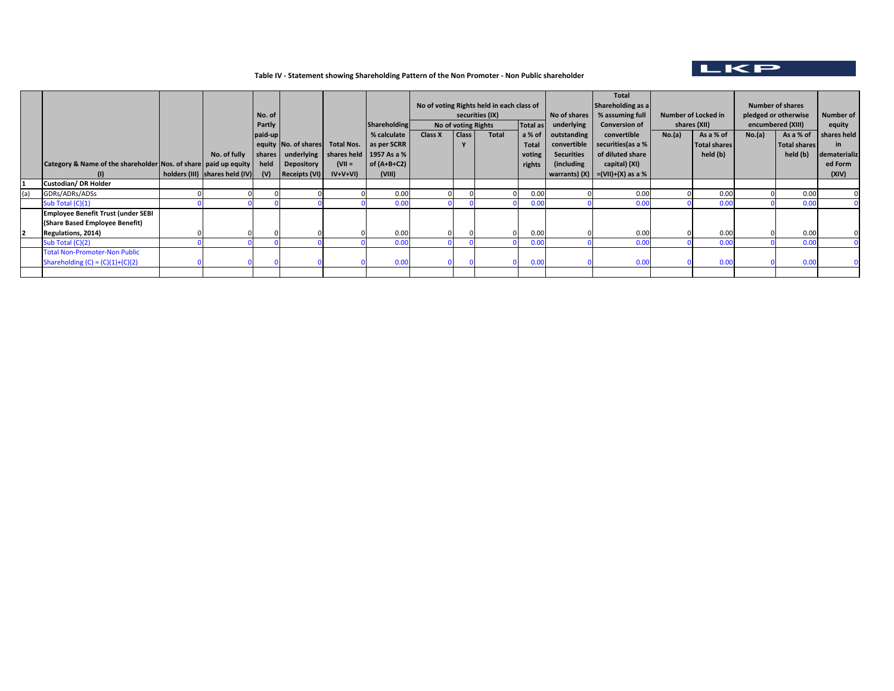**Table IV - Statement showing Shareholding Pattern of the Non Promoter - Non Public shareholder**

| | Category & Name of the shareholder (I) | Nos. of share holders (III) | No. of fully paid up equity shares held (IV) | No. of Partly paid-up equity shares held (V) | No. of shares underlying Depository Receipts (VI) | Total Nos. shares held (VII = IV+V+VI) | Shareholding % calculate as per SCRR 1957 As a % of (A+B+C2) (VIII) | No of voting Rights held in each class of securities (IX) | | | | No of shares underlying outstanding convertible Securities (including warrants) (X) | Total Shareholding as a % assuming full Conversion of convertible securities(as a % of diluted share capital) (XI) =(VII)+(X) as a % | Number of Locked in shares (XII) | | Number of shares pledged or otherwise encumbered (XIII) | | Number of equity shares held in dematerialized Form (XIV) |
|---|---|---|---|---|---|---|---|---|---|---|---|---|---|---|---|---|---|---|
| | | | | | | | | No of voting Rights | | | Total as a % of Total voting rights | | | No.(a) | As a % of Total shares held (b) | No.(a) | As a % of Total shares held (b) | |
| | | | | | | | | Class X | Class Y | Total | | | | | | | | |
| 1 | **Custodian/ DR Holder** | | | | | | | | | | | | | | | | | |
| (a) | GDRs/ADRs/ADSs | 0 | 0 | 0 | 0 | 0 | 0.00 | 0 | 0 | 0 | 0.00 | 0 | 0.00 | 0 | 0.00 | 0 | 0.00 | 0 |
| | Sub Total (C)(1) | 0 | 0 | 0 | 0 | 0 | 0.00 | 0 | 0 | 0 | 0.00 | 0 | 0.00 | 0 | 0.00 | 0 | 0.00 | 0 |
| 2 | **Employee Benefit Trust (under SEBI (Share Based Employee Benefit) Regulations, 2014)** | 0 | 0 | 0 | 0 | 0 | 0.00 | 0 | 0 | 0 | 0.00 | 0 | 0.00 | 0 | 0.00 | 0 | 0.00 | 0 |
| | Sub Total (C)(2) | 0 | 0 | 0 | 0 | 0 | 0.00 | 0 | 0 | 0 | 0.00 | 0 | 0.00 | 0 | 0.00 | 0 | 0.00 | 0 |
| | Total Non-Promoter-Non Public Shareholding (C) = (C)(1)+(C)(2) | 0 | 0 | 0 | 0 | 0 | 0.00 | 0 | 0 | 0 | 0.00 | 0 | 0.00 | 0 | 0.00 | 0 | 0.00 | 0 |